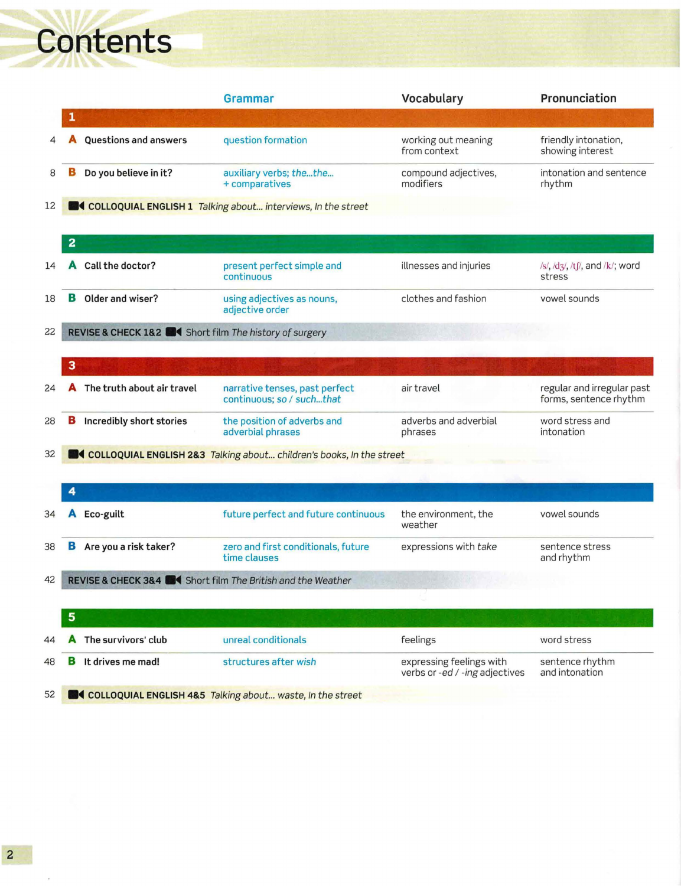# Contents

| | | | Grammar | Vocabulary | Pronunciation |
|---|---|---|---|---|---|
| **1** | | | | | |
| 4 | **A** | **Questions and answers** | question formation | working out meaning from context | friendly intonation, showing interest |
| 8 | **B** | **Do you believe in it?** | auxiliary verbs; *the...the...* + comparatives | compound adjectives, modifiers | intonation and sentence rhythm |
| 12 | | **COLLOQUIAL ENGLISH 1** *Talking about... interviews, In the street* | | | |
| **2** | | | | | |
| 14 | **A** | **Call the doctor?** | present perfect simple and continuous | illnesses and injuries | /s/, /dʒ/, /tʃ/, and /k/; word stress |
| 18 | **B** | **Older and wiser?** | using adjectives as nouns, adjective order | clothes and fashion | vowel sounds |
| 22 | | **REVISE & CHECK 1&2** Short film *The history of surgery* | | | |
| **3** | | | | | |
| 24 | **A** | **The truth about air travel** | narrative tenses, past perfect continuous; *so / such...that* | air travel | regular and irregular past forms, sentence rhythm |
| 28 | **B** | **Incredibly short stories** | the position of adverbs and adverbial phrases | adverbs and adverbial phrases | word stress and intonation |
| 32 | | **COLLOQUIAL ENGLISH 2&3** *Talking about... children's books, In the street* | | | |
| **4** | | | | | |
| 34 | **A** | **Eco-guilt** | future perfect and future continuous | the environment, the weather | vowel sounds |
| 38 | **B** | **Are you a risk taker?** | zero and first conditionals, future time clauses | expressions with *take* | sentence stress and rhythm |
| 42 | | **REVISE & CHECK 3&4** Short film *The British and the Weather* | | | |
| **5** | | | | | |
| 44 | **A** | **The survivors' club** | unreal conditionals | feelings | word stress |
| 48 | **B** | **It drives me mad!** | structures after *wish* | expressing feelings with verbs or *-ed / -ing* adjectives | sentence rhythm and intonation |
| 52 | | **COLLOQUIAL ENGLISH 4&5** *Talking about... waste, In the street* | | | |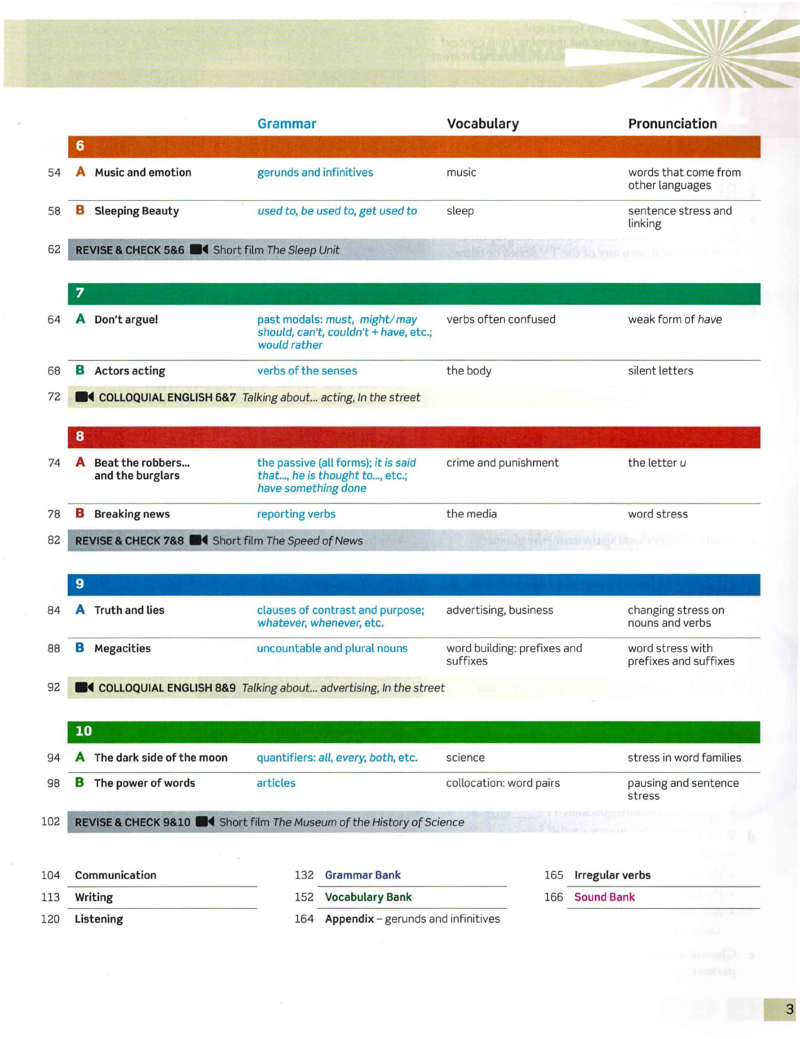| | | Grammar | Vocabulary | Pronunciation |
|---|---|---|---|---|
| | **6** | | | |
| 54 | **A** **Music and emotion** | gerunds and infinitives | music | words that come from other languages |
| 58 | **B** **Sleeping Beauty** | *used to, be used to, get used to* | sleep | sentence stress and linking |
| 62 | **REVISE & CHECK 5&6** Short film *The Sleep Unit* | | | |
| | **7** | | | |
| 64 | **A** **Don't argue!** | past modals: *must, might/may should, can't, couldn't + have*, etc.; *would rather* | verbs often confused | weak form of *have* |
| 68 | **B** **Actors acting** | verbs of the senses | the body | silent letters |
| 72 | **COLLOQUIAL ENGLISH 6&7** *Talking about... acting, In the street* | | | |
| | **8** | | | |
| 74 | **A** **Beat the robbers... and the burglars** | the passive (all forms); *it is said that..., he is thought to...*, etc.; *have something done* | crime and punishment | the letter *u* |
| 78 | **B** **Breaking news** | reporting verbs | the media | word stress |
| 82 | **REVISE & CHECK 7&8** Short film *The Speed of News* | | | |
| | **9** | | | |
| 84 | **A** **Truth and lies** | clauses of contrast and purpose; *whatever, whenever*, etc. | advertising, business | changing stress on nouns and verbs |
| 88 | **B** **Megacities** | uncountable and plural nouns | word building: prefixes and suffixes | word stress with prefixes and suffixes |
| 92 | **COLLOQUIAL ENGLISH 8&9** *Talking about... advertising, In the street* | | | |
| | **10** | | | |
| 94 | **A** **The dark side of the moon** | quantifiers: *all, every, both*, etc. | science | stress in word families |
| 98 | **B** **The power of words** | articles | collocation: word pairs | pausing and sentence stress |
| 102 | **REVISE & CHECK 9&10** Short film *The Museum of the History of Science* | | | |

| | | | | | |
|---|---|---|---|---|---|
| 104 | **Communication** | 132 | **Grammar Bank** | 165 | **Irregular verbs** |
| 113 | **Writing** | 152 | **Vocabulary Bank** | 166 | **Sound Bank** |
| 120 | **Listening** | 164 | **Appendix** – gerunds and infinitives | | |